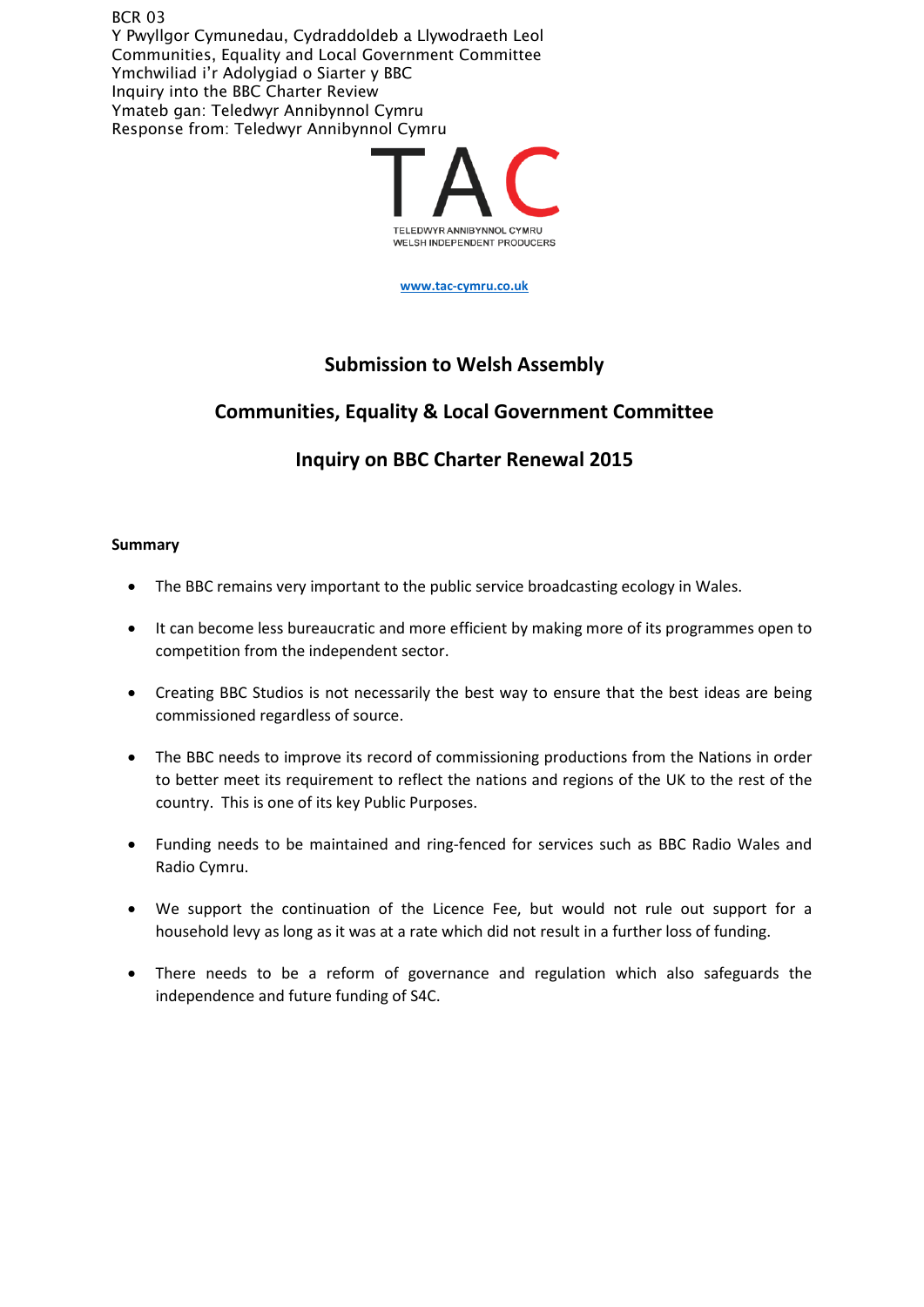BCR 03
Y Pwyllgor Cymunedau, Cydraddoldeb a Llywodraeth Leol
Communities, Equality and Local Government Committee
Ymchwiliad i'r Adolygiad o Siarter y BBC
Inquiry into the BBC Charter Review
Ymateb gan: Teledwyr Annibynnol Cymru
Response from: Teledwyr Annibynnol Cymru

TAC

TELEDWYR ANNIBYNNOL CYMRU
WELSH INDEPENDENT PRODUCERS

www.tac-cymru.co.uk

# Submission to Welsh Assembly

# Communities, Equality & Local Government Committee

# Inquiry on BBC Charter Renewal 2015

**Summary**

- The BBC remains very important to the public service broadcasting ecology in Wales.
- It can become less bureaucratic and more efficient by making more of its programmes open to competition from the independent sector.
- Creating BBC Studios is not necessarily the best way to ensure that the best ideas are being commissioned regardless of source.
- The BBC needs to improve its record of commissioning productions from the Nations in order to better meet its requirement to reflect the nations and regions of the UK to the rest of the country. This is one of its key Public Purposes.
- Funding needs to be maintained and ring-fenced for services such as BBC Radio Wales and Radio Cymru.
- We support the continuation of the Licence Fee, but would not rule out support for a household levy as long as it was at a rate which did not result in a further loss of funding.
- There needs to be a reform of governance and regulation which also safeguards the independence and future funding of S4C.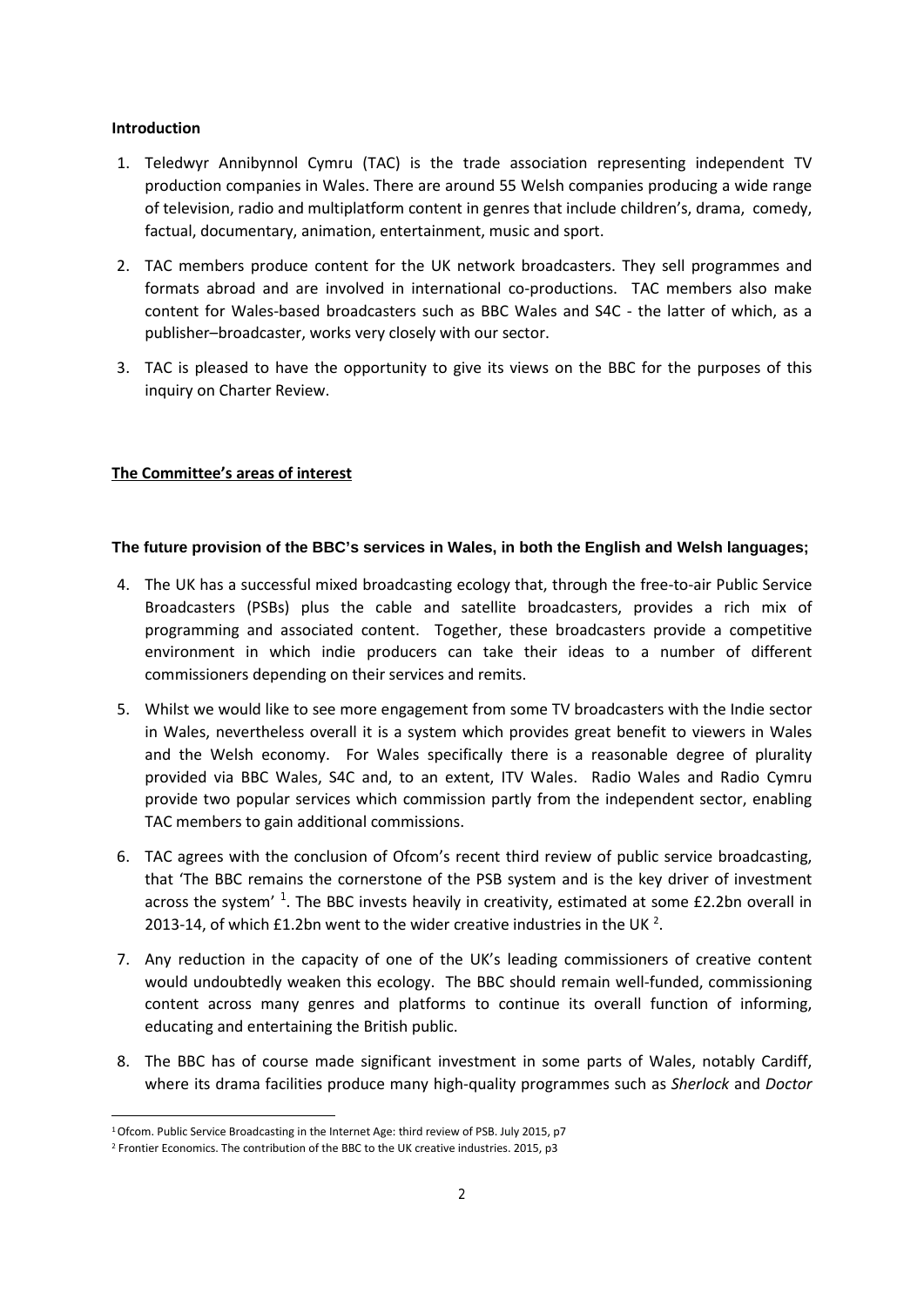**Introduction**

1. Teledwyr Annibynnol Cymru (TAC) is the trade association representing independent TV production companies in Wales. There are around 55 Welsh companies producing a wide range of television, radio and multiplatform content in genres that include children's, drama, comedy, factual, documentary, animation, entertainment, music and sport.

2. TAC members produce content for the UK network broadcasters. They sell programmes and formats abroad and are involved in international co-productions. TAC members also make content for Wales-based broadcasters such as BBC Wales and S4C - the latter of which, as a publisher–broadcaster, works very closely with our sector.

3. TAC is pleased to have the opportunity to give its views on the BBC for the purposes of this inquiry on Charter Review.

**The Committee's areas of interest**

**The future provision of the BBC's services in Wales, in both the English and Welsh languages;**

4. The UK has a successful mixed broadcasting ecology that, through the free-to-air Public Service Broadcasters (PSBs) plus the cable and satellite broadcasters, provides a rich mix of programming and associated content. Together, these broadcasters provide a competitive environment in which indie producers can take their ideas to a number of different commissioners depending on their services and remits.

5. Whilst we would like to see more engagement from some TV broadcasters with the Indie sector in Wales, nevertheless overall it is a system which provides great benefit to viewers in Wales and the Welsh economy. For Wales specifically there is a reasonable degree of plurality provided via BBC Wales, S4C and, to an extent, ITV Wales. Radio Wales and Radio Cymru provide two popular services which commission partly from the independent sector, enabling TAC members to gain additional commissions.

6. TAC agrees with the conclusion of Ofcom's recent third review of public service broadcasting, that 'The BBC remains the cornerstone of the PSB system and is the key driver of investment across the system' [1]. The BBC invests heavily in creativity, estimated at some £2.2bn overall in 2013-14, of which £1.2bn went to the wider creative industries in the UK [2].

7. Any reduction in the capacity of one of the UK's leading commissioners of creative content would undoubtedly weaken this ecology. The BBC should remain well-funded, commissioning content across many genres and platforms to continue its overall function of informing, educating and entertaining the British public.

8. The BBC has of course made significant investment in some parts of Wales, notably Cardiff, where its drama facilities produce many high-quality programmes such as *Sherlock* and *Doctor*

[1] Ofcom. Public Service Broadcasting in the Internet Age: third review of PSB. July 2015, p7

[2] Frontier Economics. The contribution of the BBC to the UK creative industries. 2015, p3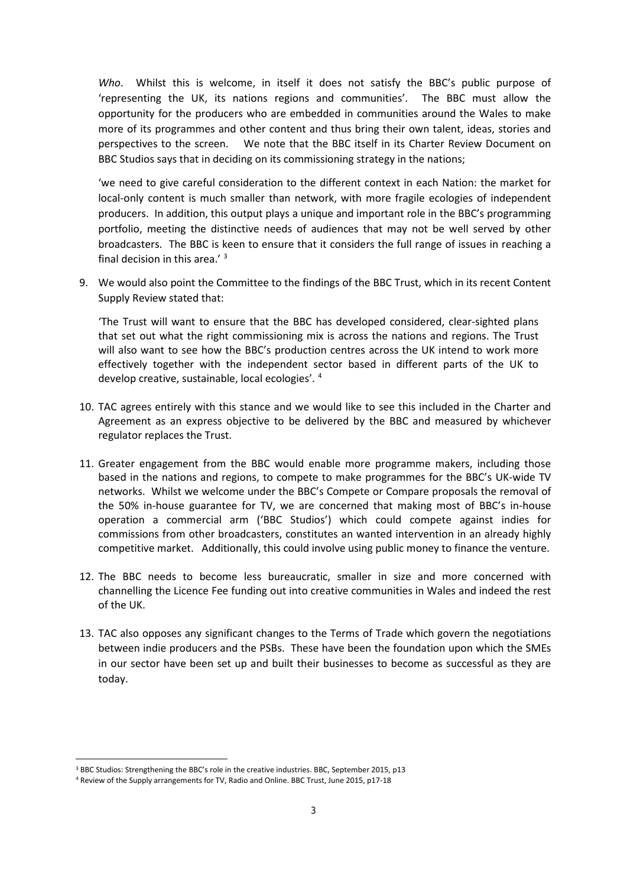*Who*. Whilst this is welcome, in itself it does not satisfy the BBC's public purpose of 'representing the UK, its nations regions and communities'. The BBC must allow the opportunity for the producers who are embedded in communities around the Wales to make more of its programmes and other content and thus bring their own talent, ideas, stories and perspectives to the screen. We note that the BBC itself in its Charter Review Document on BBC Studios says that in deciding on its commissioning strategy in the nations;

'we need to give careful consideration to the different context in each Nation: the market for local-only content is much smaller than network, with more fragile ecologies of independent producers. In addition, this output plays a unique and important role in the BBC's programming portfolio, meeting the distinctive needs of audiences that may not be well served by other broadcasters. The BBC is keen to ensure that it considers the full range of issues in reaching a final decision in this area.' [3]

9. We would also point the Committee to the findings of the BBC Trust, which in its recent Content Supply Review stated that:

   'The Trust will want to ensure that the BBC has developed considered, clear-sighted plans that set out what the right commissioning mix is across the nations and regions. The Trust will also want to see how the BBC's production centres across the UK intend to work more effectively together with the independent sector based in different parts of the UK to develop creative, sustainable, local ecologies'. [4]

10. TAC agrees entirely with this stance and we would like to see this included in the Charter and Agreement as an express objective to be delivered by the BBC and measured by whichever regulator replaces the Trust.

11. Greater engagement from the BBC would enable more programme makers, including those based in the nations and regions, to compete to make programmes for the BBC's UK-wide TV networks. Whilst we welcome under the BBC's Compete or Compare proposals the removal of the 50% in-house guarantee for TV, we are concerned that making most of BBC's in-house operation a commercial arm ('BBC Studios') which could compete against indies for commissions from other broadcasters, constitutes an wanted intervention in an already highly competitive market. Additionally, this could involve using public money to finance the venture.

12. The BBC needs to become less bureaucratic, smaller in size and more concerned with channelling the Licence Fee funding out into creative communities in Wales and indeed the rest of the UK.

13. TAC also opposes any significant changes to the Terms of Trade which govern the negotiations between indie producers and the PSBs. These have been the foundation upon which the SMEs in our sector have been set up and built their businesses to become as successful as they are today.

---

[3] BBC Studios: Strengthening the BBC's role in the creative industries. BBC, September 2015, p13

[4] Review of the Supply arrangements for TV, Radio and Online. BBC Trust, June 2015, p17-18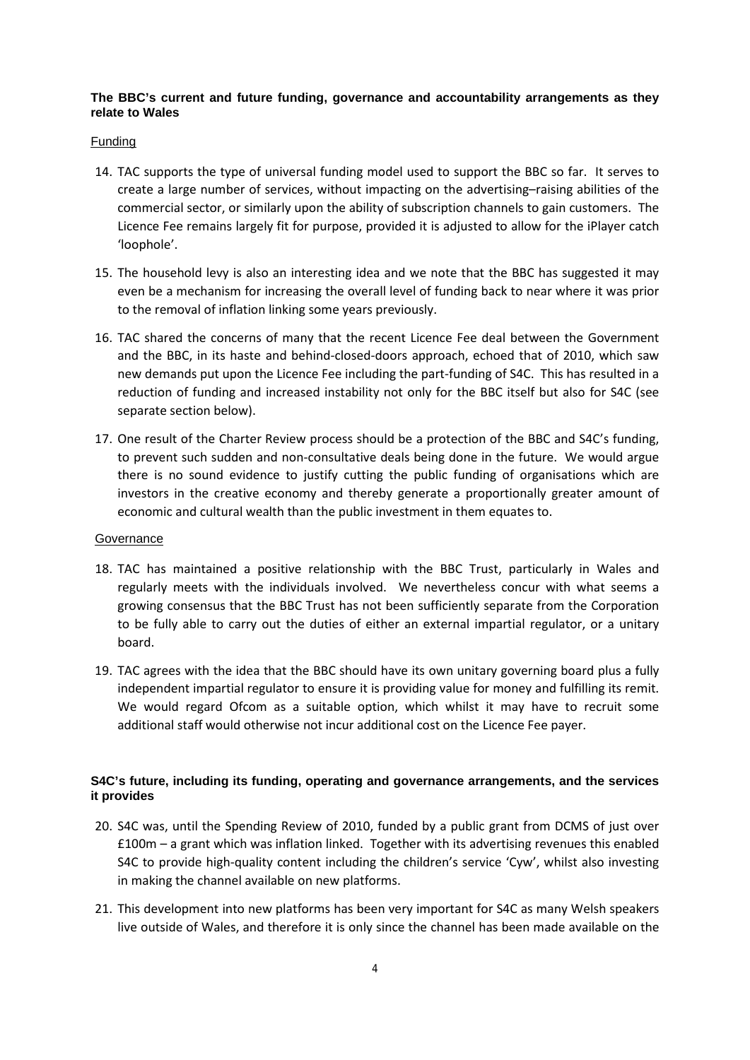**The BBC's current and future funding, governance and accountability arrangements as they relate to Wales**

Funding

14. TAC supports the type of universal funding model used to support the BBC so far. It serves to create a large number of services, without impacting on the advertising–raising abilities of the commercial sector, or similarly upon the ability of subscription channels to gain customers. The Licence Fee remains largely fit for purpose, provided it is adjusted to allow for the iPlayer catch 'loophole'.

15. The household levy is also an interesting idea and we note that the BBC has suggested it may even be a mechanism for increasing the overall level of funding back to near where it was prior to the removal of inflation linking some years previously.

16. TAC shared the concerns of many that the recent Licence Fee deal between the Government and the BBC, in its haste and behind-closed-doors approach, echoed that of 2010, which saw new demands put upon the Licence Fee including the part-funding of S4C. This has resulted in a reduction of funding and increased instability not only for the BBC itself but also for S4C (see separate section below).

17. One result of the Charter Review process should be a protection of the BBC and S4C's funding, to prevent such sudden and non-consultative deals being done in the future. We would argue there is no sound evidence to justify cutting the public funding of organisations which are investors in the creative economy and thereby generate a proportionally greater amount of economic and cultural wealth than the public investment in them equates to.

Governance

18. TAC has maintained a positive relationship with the BBC Trust, particularly in Wales and regularly meets with the individuals involved. We nevertheless concur with what seems a growing consensus that the BBC Trust has not been sufficiently separate from the Corporation to be fully able to carry out the duties of either an external impartial regulator, or a unitary board.

19. TAC agrees with the idea that the BBC should have its own unitary governing board plus a fully independent impartial regulator to ensure it is providing value for money and fulfilling its remit. We would regard Ofcom as a suitable option, which whilst it may have to recruit some additional staff would otherwise not incur additional cost on the Licence Fee payer.

**S4C's future, including its funding, operating and governance arrangements, and the services it provides**

20. S4C was, until the Spending Review of 2010, funded by a public grant from DCMS of just over £100m – a grant which was inflation linked. Together with its advertising revenues this enabled S4C to provide high-quality content including the children's service 'Cyw', whilst also investing in making the channel available on new platforms.

21. This development into new platforms has been very important for S4C as many Welsh speakers live outside of Wales, and therefore it is only since the channel has been made available on the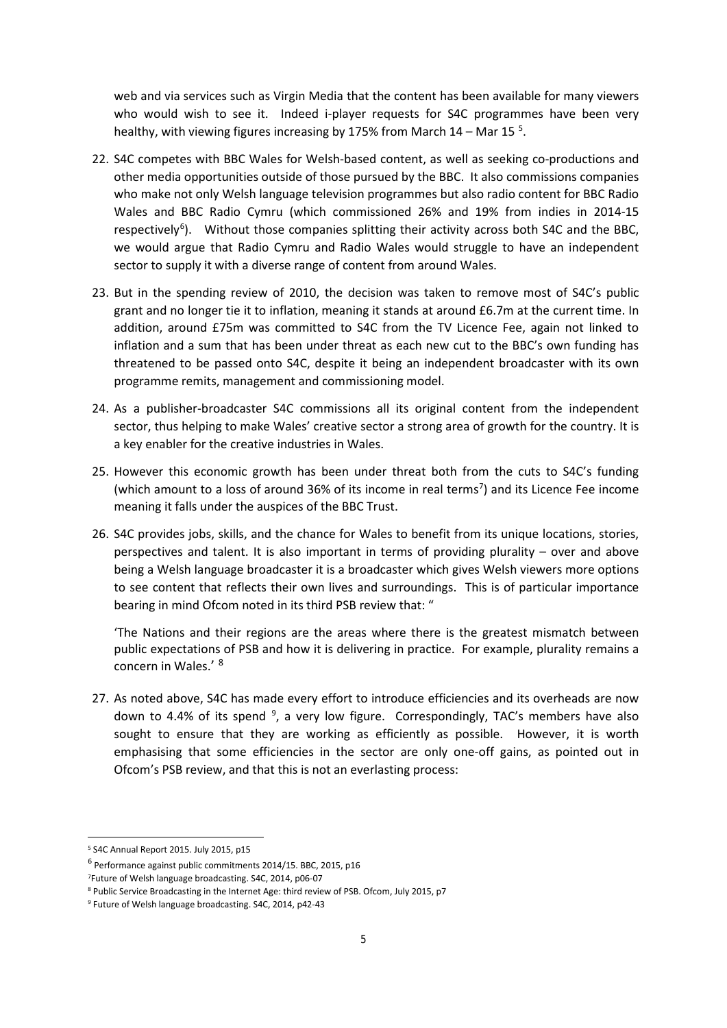web and via services such as Virgin Media that the content has been available for many viewers who would wish to see it. Indeed i-player requests for S4C programmes have been very healthy, with viewing figures increasing by 175% from March 14 – Mar 15 [5].

22. S4C competes with BBC Wales for Welsh-based content, as well as seeking co-productions and other media opportunities outside of those pursued by the BBC. It also commissions companies who make not only Welsh language television programmes but also radio content for BBC Radio Wales and BBC Radio Cymru (which commissioned 26% and 19% from indies in 2014-15 respectively[6]). Without those companies splitting their activity across both S4C and the BBC, we would argue that Radio Cymru and Radio Wales would struggle to have an independent sector to supply it with a diverse range of content from around Wales.

23. But in the spending review of 2010, the decision was taken to remove most of S4C's public grant and no longer tie it to inflation, meaning it stands at around £6.7m at the current time. In addition, around £75m was committed to S4C from the TV Licence Fee, again not linked to inflation and a sum that has been under threat as each new cut to the BBC's own funding has threatened to be passed onto S4C, despite it being an independent broadcaster with its own programme remits, management and commissioning model.

24. As a publisher-broadcaster S4C commissions all its original content from the independent sector, thus helping to make Wales' creative sector a strong area of growth for the country. It is a key enabler for the creative industries in Wales.

25. However this economic growth has been under threat both from the cuts to S4C's funding (which amount to a loss of around 36% of its income in real terms[7]) and its Licence Fee income meaning it falls under the auspices of the BBC Trust.

26. S4C provides jobs, skills, and the chance for Wales to benefit from its unique locations, stories, perspectives and talent. It is also important in terms of providing plurality – over and above being a Welsh language broadcaster it is a broadcaster which gives Welsh viewers more options to see content that reflects their own lives and surroundings. This is of particular importance bearing in mind Ofcom noted in its third PSB review that: "

    'The Nations and their regions are the areas where there is the greatest mismatch between public expectations of PSB and how it is delivering in practice. For example, plurality remains a concern in Wales.' [8]

27. As noted above, S4C has made every effort to introduce efficiencies and its overheads are now down to 4.4% of its spend [9], a very low figure. Correspondingly, TAC's members have also sought to ensure that they are working as efficiently as possible. However, it is worth emphasising that some efficiencies in the sector are only one-off gains, as pointed out in Ofcom's PSB review, and that this is not an everlasting process:

---

[5] S4C Annual Report 2015. July 2015, p15

[6] Performance against public commitments 2014/15. BBC, 2015, p16

[7] Future of Welsh language broadcasting. S4C, 2014, p06-07

[8] Public Service Broadcasting in the Internet Age: third review of PSB. Ofcom, July 2015, p7

[9] Future of Welsh language broadcasting. S4C, 2014, p42-43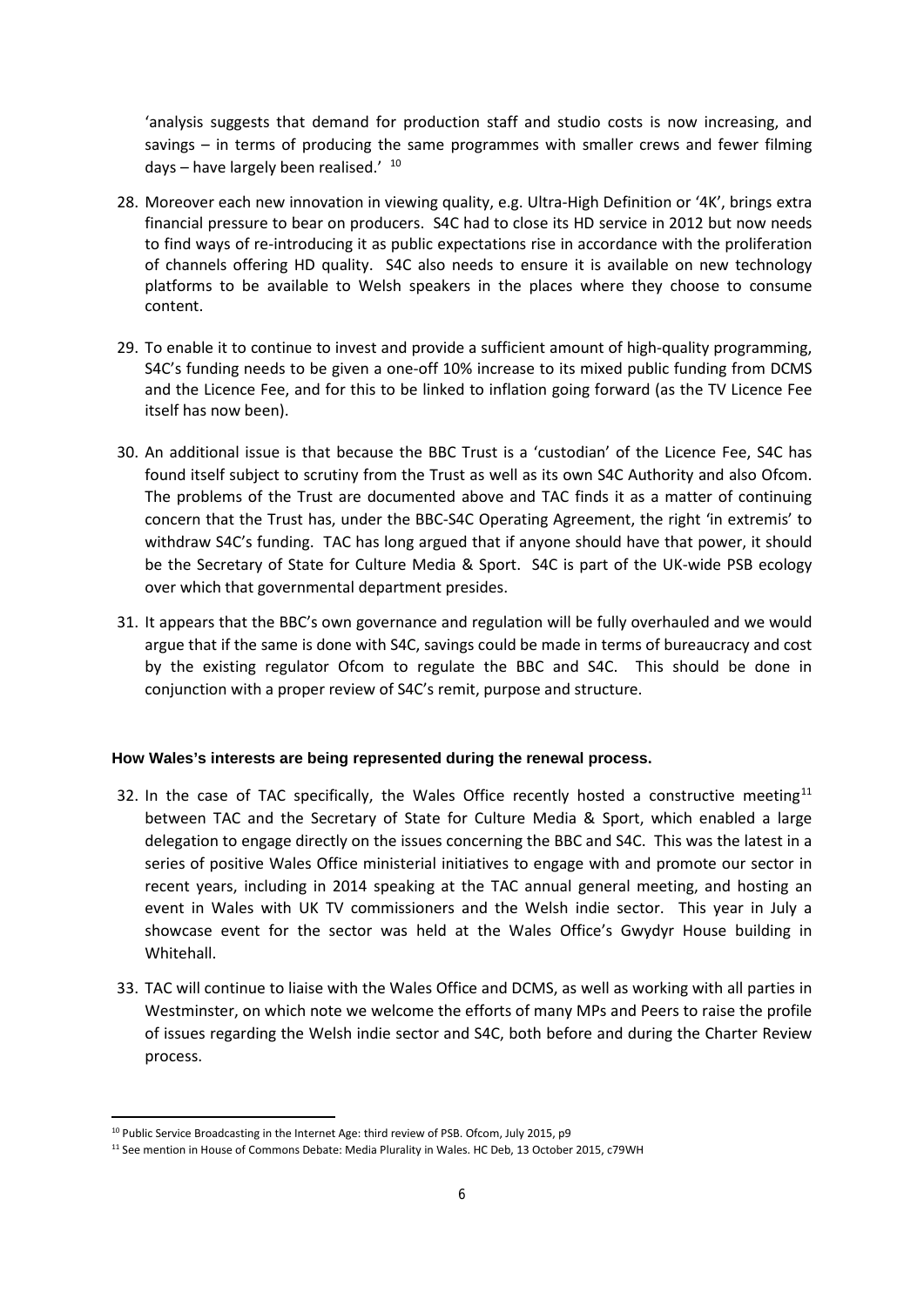'analysis suggests that demand for production staff and studio costs is now increasing, and savings – in terms of producing the same programmes with smaller crews and fewer filming days – have largely been realised.' [10]

28. Moreover each new innovation in viewing quality, e.g. Ultra-High Definition or '4K', brings extra financial pressure to bear on producers. S4C had to close its HD service in 2012 but now needs to find ways of re-introducing it as public expectations rise in accordance with the proliferation of channels offering HD quality. S4C also needs to ensure it is available on new technology platforms to be available to Welsh speakers in the places where they choose to consume content.

29. To enable it to continue to invest and provide a sufficient amount of high-quality programming, S4C's funding needs to be given a one-off 10% increase to its mixed public funding from DCMS and the Licence Fee, and for this to be linked to inflation going forward (as the TV Licence Fee itself has now been).

30. An additional issue is that because the BBC Trust is a 'custodian' of the Licence Fee, S4C has found itself subject to scrutiny from the Trust as well as its own S4C Authority and also Ofcom. The problems of the Trust are documented above and TAC finds it as a matter of continuing concern that the Trust has, under the BBC-S4C Operating Agreement, the right 'in extremis' to withdraw S4C's funding. TAC has long argued that if anyone should have that power, it should be the Secretary of State for Culture Media & Sport. S4C is part of the UK-wide PSB ecology over which that governmental department presides.

31. It appears that the BBC's own governance and regulation will be fully overhauled and we would argue that if the same is done with S4C, savings could be made in terms of bureaucracy and cost by the existing regulator Ofcom to regulate the BBC and S4C. This should be done in conjunction with a proper review of S4C's remit, purpose and structure.

**How Wales's interests are being represented during the renewal process.**

32. In the case of TAC specifically, the Wales Office recently hosted a constructive meeting[11] between TAC and the Secretary of State for Culture Media & Sport, which enabled a large delegation to engage directly on the issues concerning the BBC and S4C. This was the latest in a series of positive Wales Office ministerial initiatives to engage with and promote our sector in recent years, including in 2014 speaking at the TAC annual general meeting, and hosting an event in Wales with UK TV commissioners and the Welsh indie sector. This year in July a showcase event for the sector was held at the Wales Office's Gwydyr House building in Whitehall.

33. TAC will continue to liaise with the Wales Office and DCMS, as well as working with all parties in Westminster, on which note we welcome the efforts of many MPs and Peers to raise the profile of issues regarding the Welsh indie sector and S4C, both before and during the Charter Review process.

---

[10] Public Service Broadcasting in the Internet Age: third review of PSB. Ofcom, July 2015, p9

[11] See mention in House of Commons Debate: Media Plurality in Wales. HC Deb, 13 October 2015, c79WH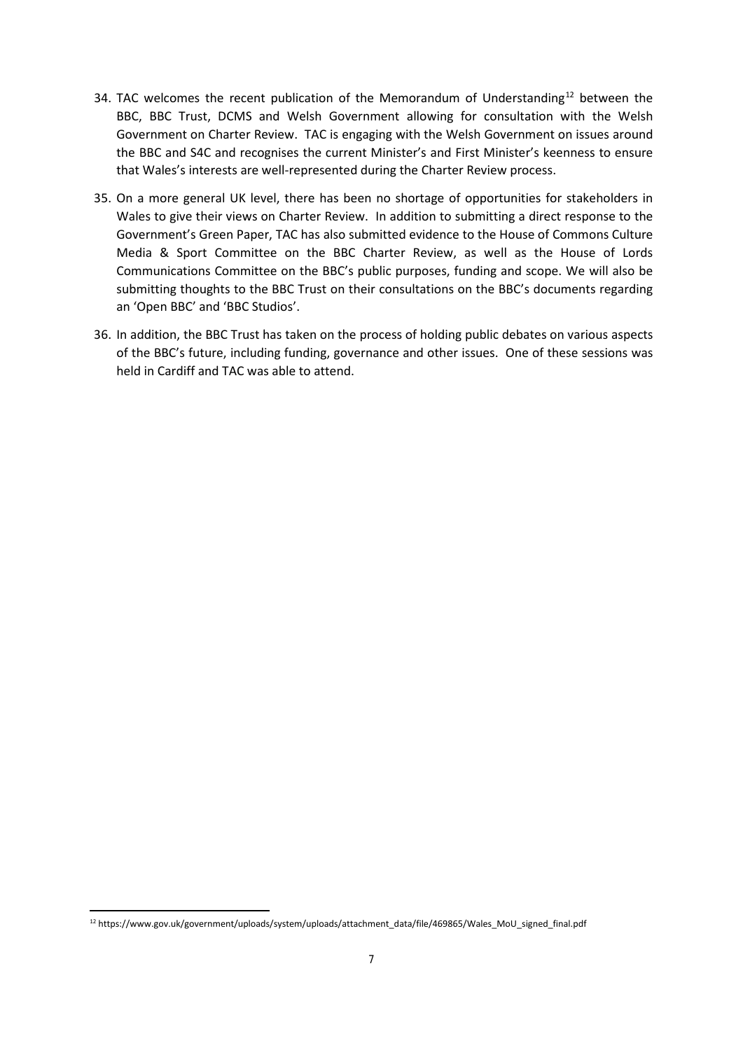34. TAC welcomes the recent publication of the Memorandum of Understanding[12] between the BBC, BBC Trust, DCMS and Welsh Government allowing for consultation with the Welsh Government on Charter Review. TAC is engaging with the Welsh Government on issues around the BBC and S4C and recognises the current Minister's and First Minister's keenness to ensure that Wales's interests are well-represented during the Charter Review process.

35. On a more general UK level, there has been no shortage of opportunities for stakeholders in Wales to give their views on Charter Review. In addition to submitting a direct response to the Government's Green Paper, TAC has also submitted evidence to the House of Commons Culture Media & Sport Committee on the BBC Charter Review, as well as the House of Lords Communications Committee on the BBC's public purposes, funding and scope. We will also be submitting thoughts to the BBC Trust on their consultations on the BBC's documents regarding an 'Open BBC' and 'BBC Studios'.

36. In addition, the BBC Trust has taken on the process of holding public debates on various aspects of the BBC's future, including funding, governance and other issues. One of these sessions was held in Cardiff and TAC was able to attend.

[12] https://www.gov.uk/government/uploads/system/uploads/attachment_data/file/469865/Wales_MoU_signed_final.pdf